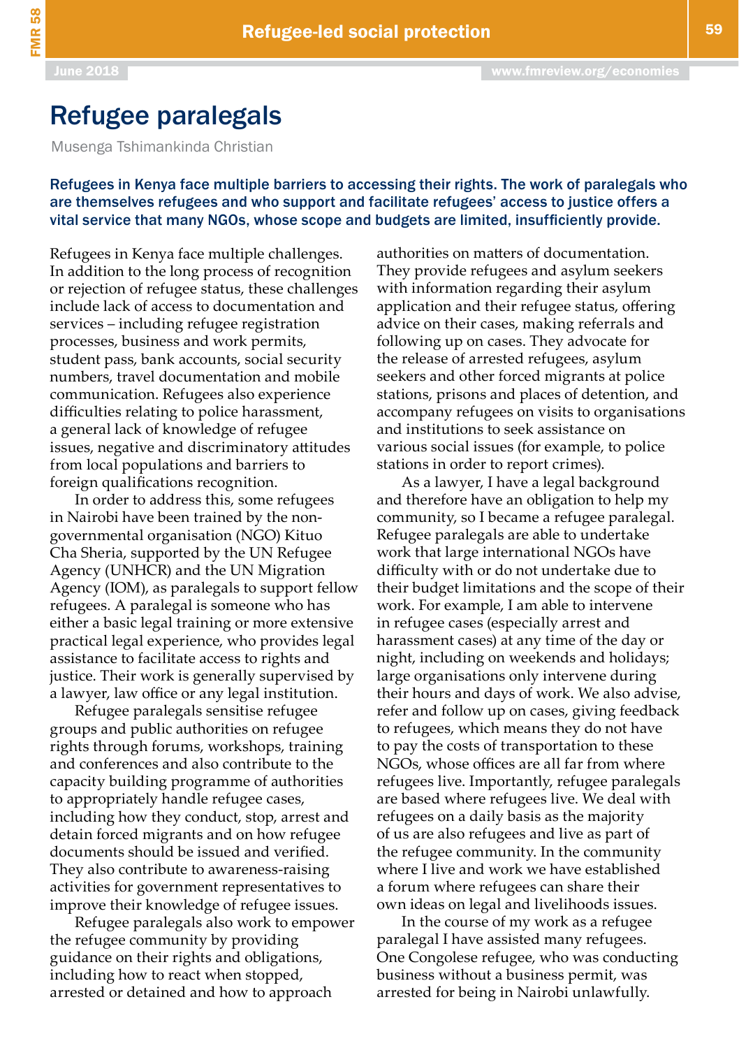# Refugee paralegals

Musenga Tshimankinda Christian

**Refugees in Kenya face multiple barriers to accessing their rights. The work of paralegals who are themselves refugees and who support and facilitate refugees' access to justice offers a vital service that many NGOs, whose scope and budgets are limited, insufficiently provide.**

Refugees in Kenya face multiple challenges. In addition to the long process of recognition or rejection of refugee status, these challenges include lack of access to documentation and services – including refugee registration processes, business and work permits, student pass, bank accounts, social security numbers, travel documentation and mobile communication. Refugees also experience difficulties relating to police harassment, a general lack of knowledge of refugee issues, negative and discriminatory attitudes from local populations and barriers to foreign qualifications recognition.

In order to address this, some refugees in Nairobi have been trained by the non-governmental organisation (NGO) Kituo Cha Sheria, supported by the UN Refugee Agency (UNHCR) and the UN Migration Agency (IOM), as paralegals to support fellow refugees. A paralegal is someone who has either a basic legal training or more extensive practical legal experience, who provides legal assistance to facilitate access to rights and justice. Their work is generally supervised by a lawyer, law office or any legal institution.

Refugee paralegals sensitise refugee groups and public authorities on refugee rights through forums, workshops, training and conferences and also contribute to the capacity building programme of authorities to appropriately handle refugee cases, including how they conduct, stop, arrest and detain forced migrants and on how refugee documents should be issued and verified. They also contribute to awareness-raising activities for government representatives to improve their knowledge of refugee issues.

Refugee paralegals also work to empower the refugee community by providing guidance on their rights and obligations, including how to react when stopped, arrested or detained and how to approach authorities on matters of documentation. They provide refugees and asylum seekers with information regarding their asylum application and their refugee status, offering advice on their cases, making referrals and following up on cases. They advocate for the release of arrested refugees, asylum seekers and other forced migrants at police stations, prisons and places of detention, and accompany refugees on visits to organisations and institutions to seek assistance on various social issues (for example, to police stations in order to report crimes).

As a lawyer, I have a legal background and therefore have an obligation to help my community, so I became a refugee paralegal. Refugee paralegals are able to undertake work that large international NGOs have difficulty with or do not undertake due to their budget limitations and the scope of their work. For example, I am able to intervene in refugee cases (especially arrest and harassment cases) at any time of the day or night, including on weekends and holidays; large organisations only intervene during their hours and days of work. We also advise, refer and follow up on cases, giving feedback to refugees, which means they do not have to pay the costs of transportation to these NGOs, whose offices are all far from where refugees live. Importantly, refugee paralegals are based where refugees live. We deal with refugees on a daily basis as the majority of us are also refugees and live as part of the refugee community. In the community where I live and work we have established a forum where refugees can share their own ideas on legal and livelihoods issues.

In the course of my work as a refugee paralegal I have assisted many refugees. One Congolese refugee, who was conducting business without a business permit, was arrested for being in Nairobi unlawfully.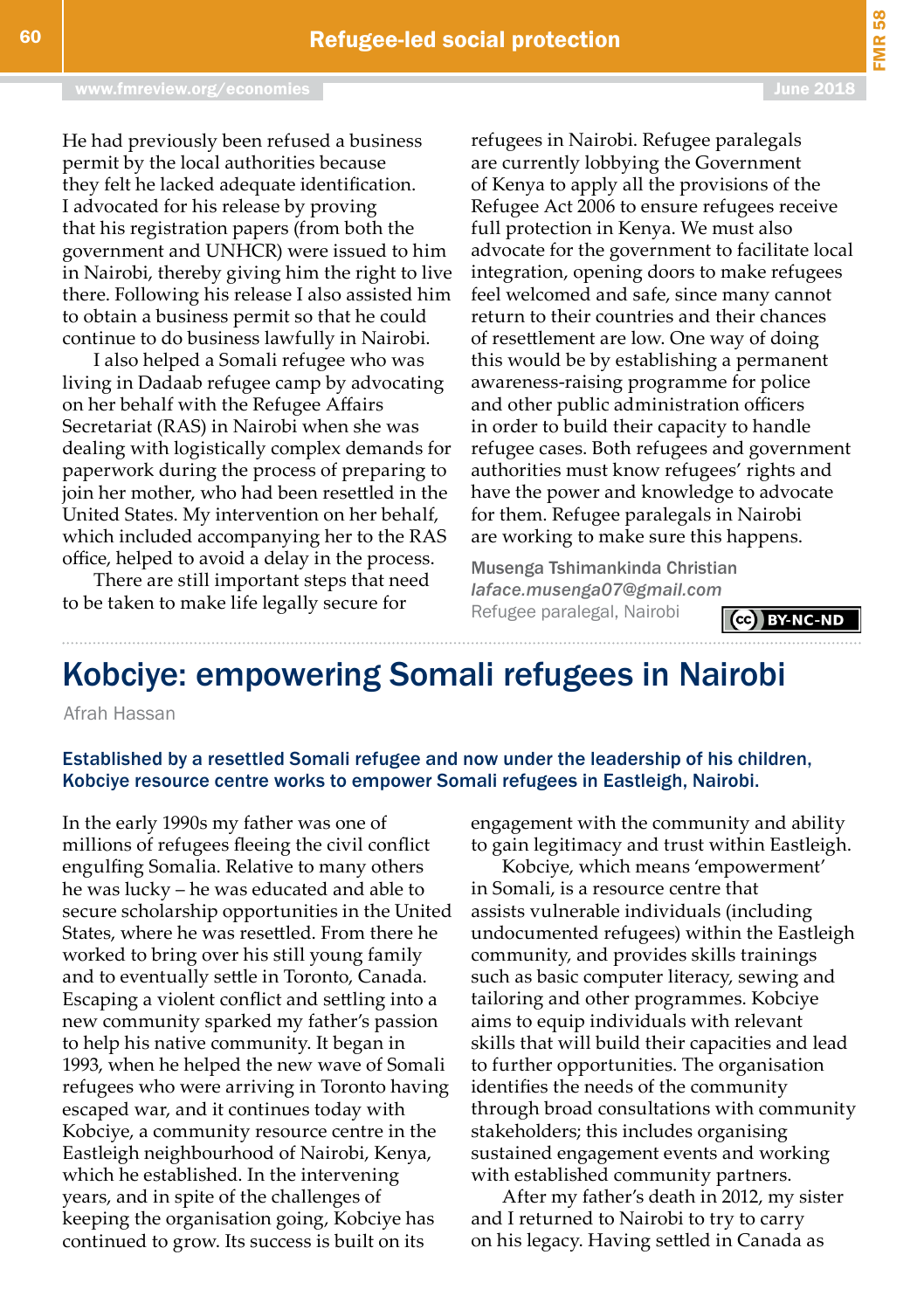He had previously been refused a business permit by the local authorities because they felt he lacked adequate identification. I advocated for his release by proving that his registration papers (from both the government and UNHCR) were issued to him in Nairobi, thereby giving him the right to live there. Following his release I also assisted him to obtain a business permit so that he could continue to do business lawfully in Nairobi.

I also helped a Somali refugee who was living in Dadaab refugee camp by advocating on her behalf with the Refugee Affairs Secretariat (RAS) in Nairobi when she was dealing with logistically complex demands for paperwork during the process of preparing to join her mother, who had been resettled in the United States. My intervention on her behalf, which included accompanying her to the RAS office, helped to avoid a delay in the process.

There are still important steps that need to be taken to make life legally secure for refugees in Nairobi. Refugee paralegals are currently lobbying the Government of Kenya to apply all the provisions of the Refugee Act 2006 to ensure refugees receive full protection in Kenya. We must also advocate for the government to facilitate local integration, opening doors to make refugees feel welcomed and safe, since many cannot return to their countries and their chances of resettlement are low. One way of doing this would be by establishing a permanent awareness-raising programme for police and other public administration officers in order to build their capacity to handle refugee cases. Both refugees and government authorities must know refugees' rights and have the power and knowledge to advocate for them. Refugee paralegals in Nairobi are working to make sure this happens.

**Musenga Tshimankinda Christian**
*laface.musenga07@gmail.com*
Refugee paralegal, Nairobi

CC BY-NC-ND

# Kobciye: empowering Somali refugees in Nairobi

Afrah Hassan

**Established by a resettled Somali refugee and now under the leadership of his children, Kobciye resource centre works to empower Somali refugees in Eastleigh, Nairobi.**

In the early 1990s my father was one of millions of refugees fleeing the civil conflict engulfing Somalia. Relative to many others he was lucky – he was educated and able to secure scholarship opportunities in the United States, where he was resettled. From there he worked to bring over his still young family and to eventually settle in Toronto, Canada. Escaping a violent conflict and settling into a new community sparked my father's passion to help his native community. It began in 1993, when he helped the new wave of Somali refugees who were arriving in Toronto having escaped war, and it continues today with Kobciye, a community resource centre in the Eastleigh neighbourhood of Nairobi, Kenya, which he established. In the intervening years, and in spite of the challenges of keeping the organisation going, Kobciye has continued to grow. Its success is built on its engagement with the community and ability to gain legitimacy and trust within Eastleigh.

Kobciye, which means 'empowerment' in Somali, is a resource centre that assists vulnerable individuals (including undocumented refugees) within the Eastleigh community, and provides skills trainings such as basic computer literacy, sewing and tailoring and other programmes. Kobciye aims to equip individuals with relevant skills that will build their capacities and lead to further opportunities. The organisation identifies the needs of the community through broad consultations with community stakeholders; this includes organising sustained engagement events and working with established community partners.

After my father's death in 2012, my sister and I returned to Nairobi to try to carry on his legacy. Having settled in Canada as